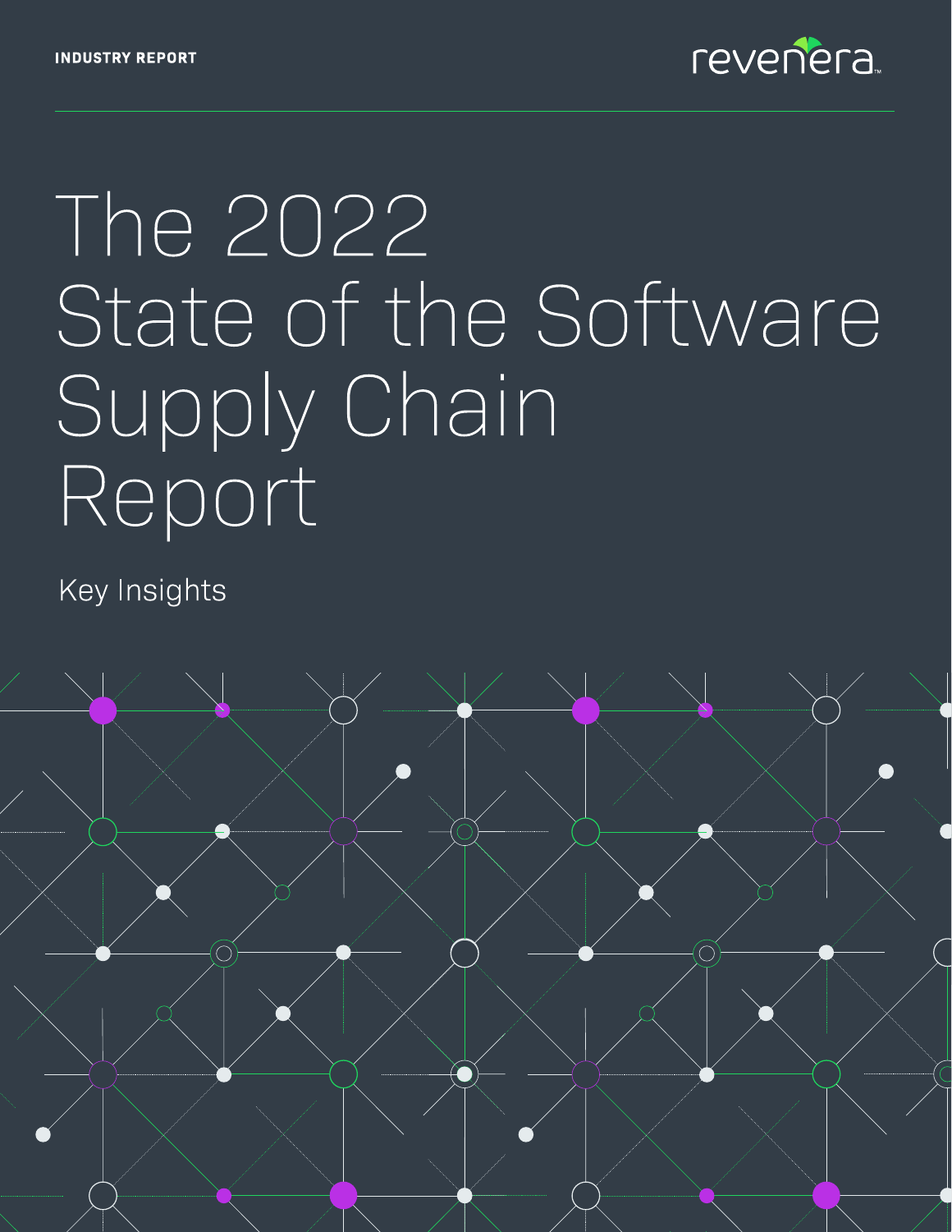INDUSTRY REPORT

revenera

# The 2022 State of the Software Supply Chain Report

Key Insights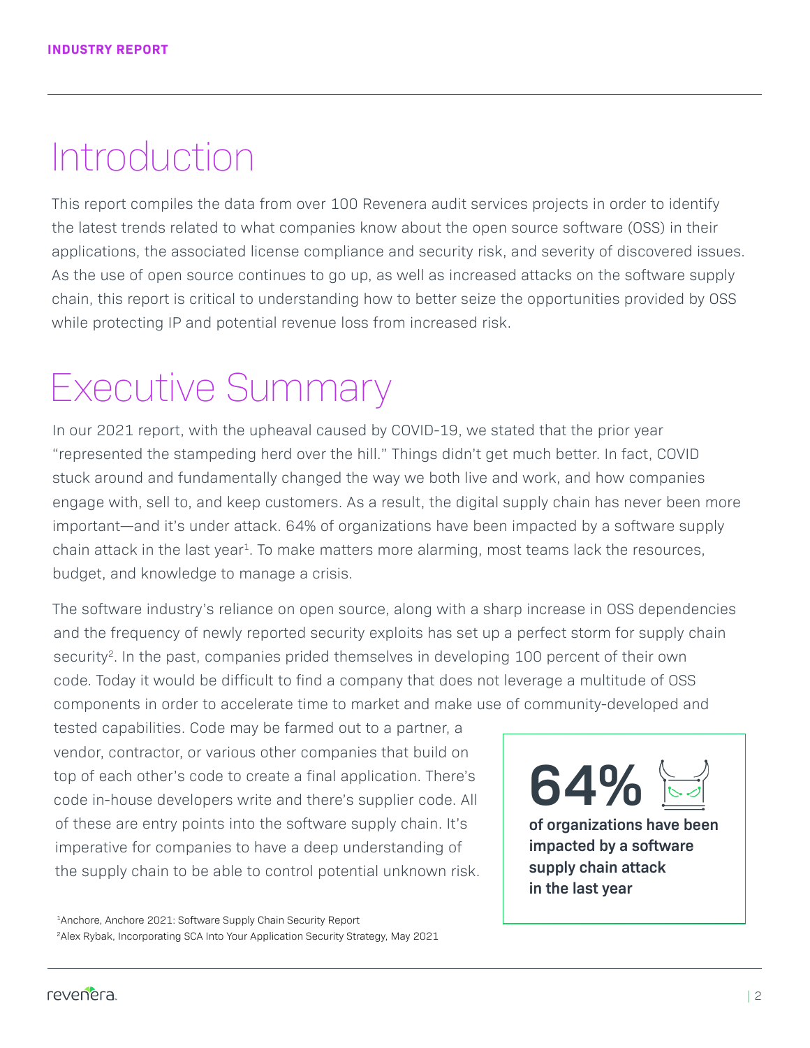# Introduction

This report compiles the data from over 100 Revenera audit services projects in order to identify the latest trends related to what companies know about the open source software (OSS) in their applications, the associated license compliance and security risk, and severity of discovered issues. As the use of open source continues to go up, as well as increased attacks on the software supply chain, this report is critical to understanding how to better seize the opportunities provided by OSS while protecting IP and potential revenue loss from increased risk.

# Executive Summary

In our 2021 report, with the upheaval caused by COVID-19, we stated that the prior year "represented the stampeding herd over the hill." Things didn't get much better. In fact, COVID stuck around and fundamentally changed the way we both live and work, and how companies engage with, sell to, and keep customers. As a result, the digital supply chain has never been more important—and it's under attack. 64% of organizations have been impacted by a software supply chain attack in the last year[1]. To make matters more alarming, most teams lack the resources, budget, and knowledge to manage a crisis.

The software industry's reliance on open source, along with a sharp increase in OSS dependencies and the frequency of newly reported security exploits has set up a perfect storm for supply chain security[2]. In the past, companies prided themselves in developing 100 percent of their own code. Today it would be difficult to find a company that does not leverage a multitude of OSS components in order to accelerate time to market and make use of community-developed and tested capabilities. Code may be farmed out to a partner, a vendor, contractor, or various other companies that build on top of each other's code to create a final application. There's code in-house developers write and there's supplier code. All of these are entry points into the software supply chain. It's imperative for companies to have a deep understanding of the supply chain to be able to control potential unknown risk.

**64%**

**of organizations have been impacted by a software supply chain attack in the last year**

[1] Anchore, Anchore 2021: Software Supply Chain Security Report

[2] Alex Rybak, Incorporating SCA Into Your Application Security Strategy, May 2021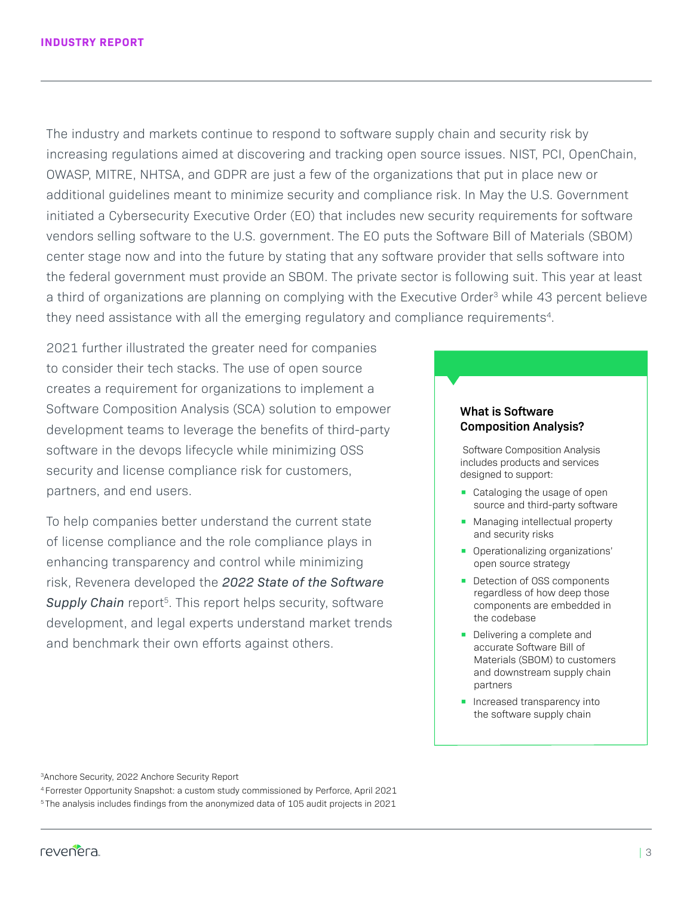The industry and markets continue to respond to software supply chain and security risk by increasing regulations aimed at discovering and tracking open source issues. NIST, PCI, OpenChain, OWASP, MITRE, NHTSA, and GDPR are just a few of the organizations that put in place new or additional guidelines meant to minimize security and compliance risk. In May the U.S. Government initiated a Cybersecurity Executive Order (EO) that includes new security requirements for software vendors selling software to the U.S. government. The EO puts the Software Bill of Materials (SBOM) center stage now and into the future by stating that any software provider that sells software into the federal government must provide an SBOM. The private sector is following suit. This year at least a third of organizations are planning on complying with the Executive Order[3] while 43 percent believe they need assistance with all the emerging regulatory and compliance requirements[4].

2021 further illustrated the greater need for companies to consider their tech stacks. The use of open source creates a requirement for organizations to implement a Software Composition Analysis (SCA) solution to empower development teams to leverage the benefits of third-party software in the devops lifecycle while minimizing OSS security and license compliance risk for customers, partners, and end users.

To help companies better understand the current state of license compliance and the role compliance plays in enhancing transparency and control while minimizing risk, Revenera developed the ***2022 State of the Software Supply Chain*** report[5]. This report helps security, software development, and legal experts understand market trends and benchmark their own efforts against others.

### What is Software Composition Analysis?

Software Composition Analysis includes products and services designed to support:

- Cataloging the usage of open source and third-party software
- Managing intellectual property and security risks
- Operationalizing organizations' open source strategy
- Detection of OSS components regardless of how deep those components are embedded in the codebase
- Delivering a complete and accurate Software Bill of Materials (SBOM) to customers and downstream supply chain partners
- Increased transparency into the software supply chain

[3] Anchore Security, 2022 Anchore Security Report
[4] Forrester Opportunity Snapshot: a custom study commissioned by Perforce, April 2021
[5] The analysis includes findings from the anonymized data of 105 audit projects in 2021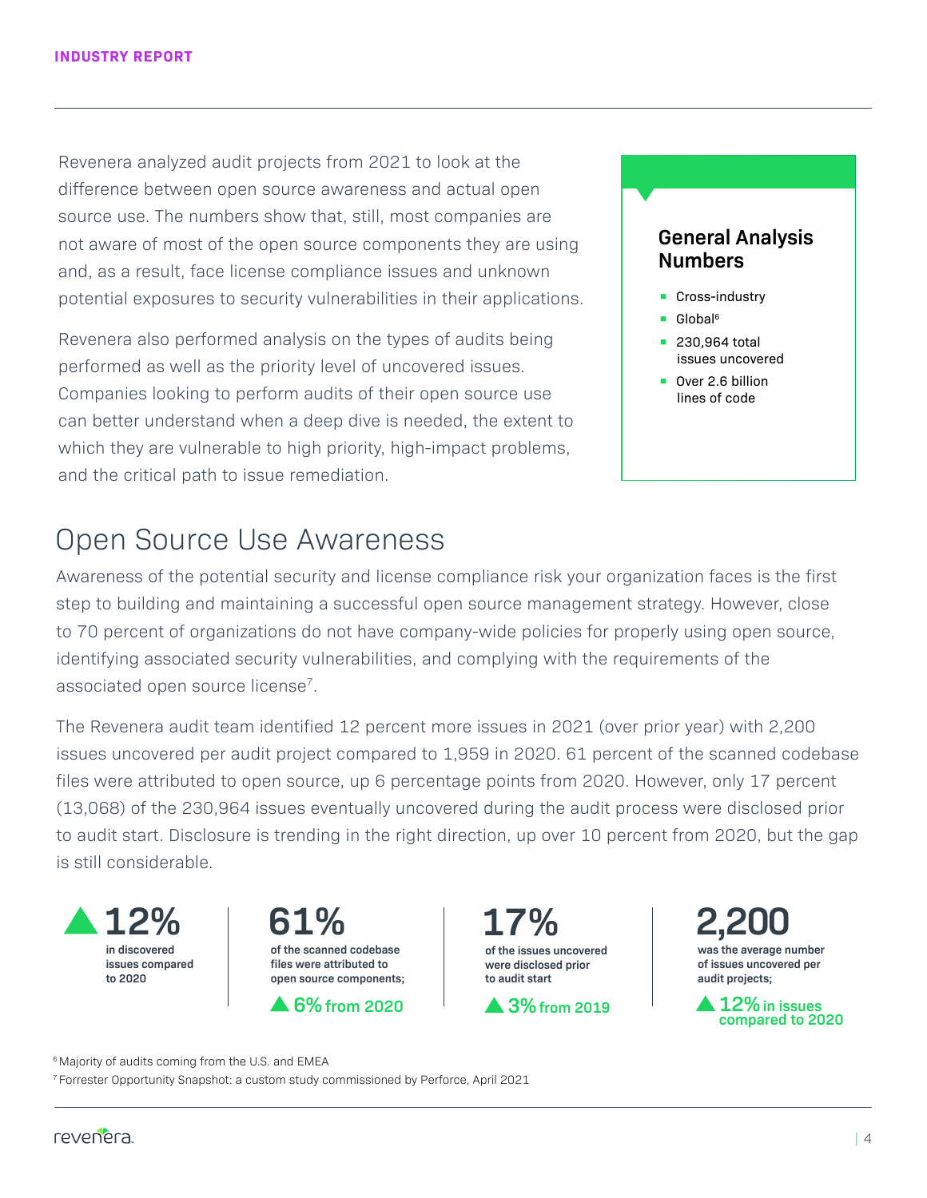Revenera analyzed audit projects from 2021 to look at the difference between open source awareness and actual open source use. The numbers show that, still, most companies are not aware of most of the open source components they are using and, as a result, face license compliance issues and unknown potential exposures to security vulnerabilities in their applications.

Revenera also performed analysis on the types of audits being performed as well as the priority level of uncovered issues. Companies looking to perform audits of their open source use can better understand when a deep dive is needed, the extent to which they are vulnerable to high priority, high-impact problems, and the critical path to issue remediation.

### General Analysis Numbers

- Cross-industry
- Global[6]
- 230,964 total issues uncovered
- Over 2.6 billion lines of code

## Open Source Use Awareness

Awareness of the potential security and license compliance risk your organization faces is the first step to building and maintaining a successful open source management strategy. However, close to 70 percent of organizations do not have company-wide policies for properly using open source, identifying associated security vulnerabilities, and complying with the requirements of the associated open source license[7].

The Revenera audit team identified 12 percent more issues in 2021 (over prior year) with 2,200 issues uncovered per audit project compared to 1,959 in 2020. 61 percent of the scanned codebase files were attributed to open source, up 6 percentage points from 2020. However, only 17 percent (13,068) of the 230,964 issues eventually uncovered during the audit process were disclosed prior to audit start. Disclosure is trending in the right direction, up over 10 percent from 2020, but the gap is still considerable.

**▲12%** in discovered issues compared to 2020

**61%** of the scanned codebase files were attributed to open source components;
**▲6% from 2020**

**17%** of the issues uncovered were disclosed prior to audit start
**▲3% from 2019**

**2,200** was the average number of issues uncovered per audit projects;
**▲12% in issues compared to 2020**

[6] Majority of audits coming from the U.S. and EMEA

[7] Forrester Opportunity Snapshot: a custom study commissioned by Perforce, April 2021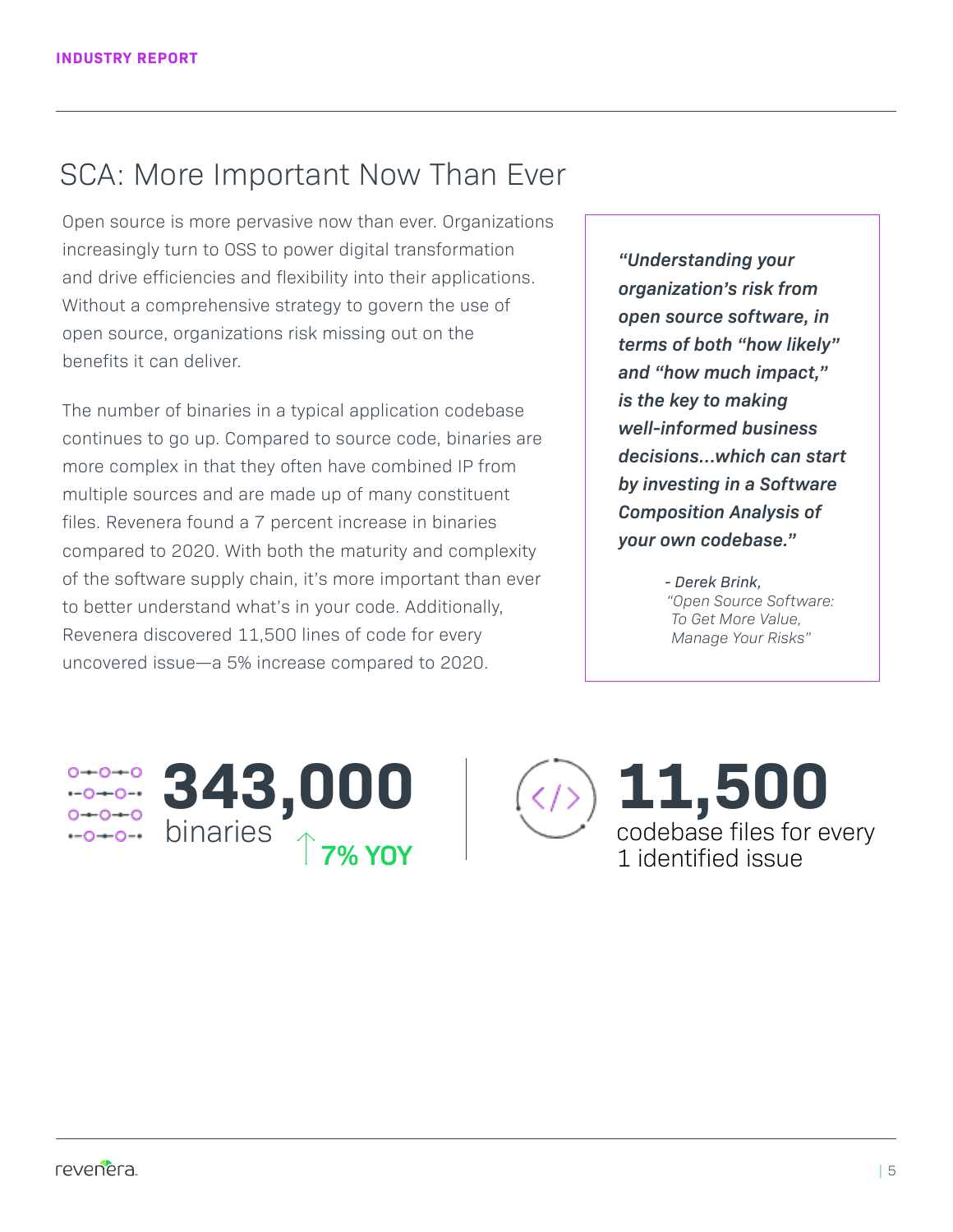# SCA: More Important Now Than Ever

Open source is more pervasive now than ever. Organizations increasingly turn to OSS to power digital transformation and drive efficiencies and flexibility into their applications. Without a comprehensive strategy to govern the use of open source, organizations risk missing out on the benefits it can deliver.

The number of binaries in a typical application codebase continues to go up. Compared to source code, binaries are more complex in that they often have combined IP from multiple sources and are made up of many constituent files. Revenera found a 7 percent increase in binaries compared to 2020. With both the maturity and complexity of the software supply chain, it's more important than ever to better understand what's in your code. Additionally, Revenera discovered 11,500 lines of code for every uncovered issue—a 5% increase compared to 2020.

> ***"Understanding your organization's risk from open source software, in terms of both "how likely" and "how much impact," is the key to making well-informed business decisions...which can start by investing in a Software Composition Analysis of your own codebase."***
>
> *- Derek Brink,*
> *"Open Source Software: To Get More Value, Manage Your Risks"*

**343,000** binaries ↑ **7% YOY**

**11,500** codebase files for every 1 identified issue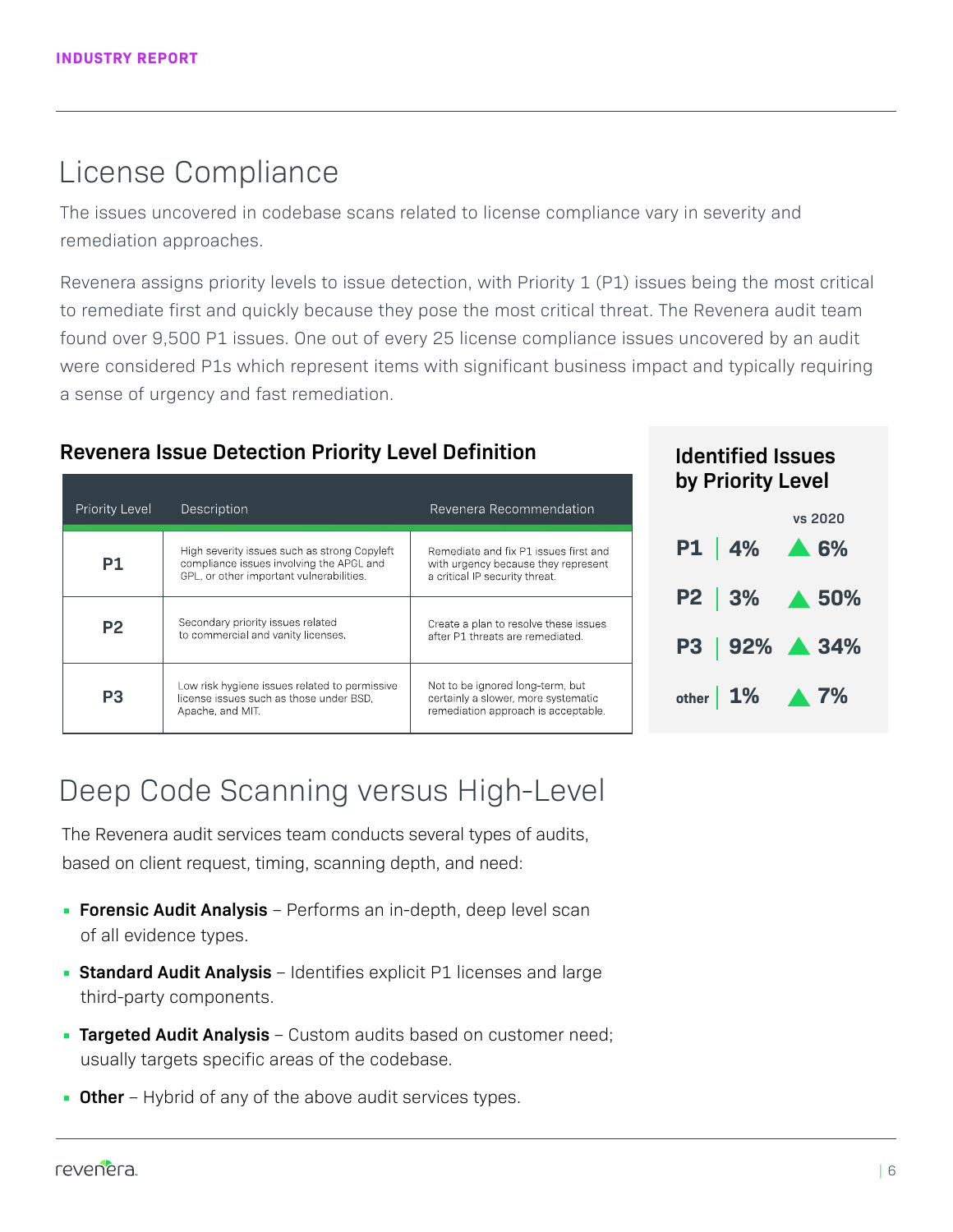## License Compliance

The issues uncovered in codebase scans related to license compliance vary in severity and remediation approaches.

Revenera assigns priority levels to issue detection, with Priority 1 (P1) issues being the most critical to remediate first and quickly because they pose the most critical threat. The Revenera audit team found over 9,500 P1 issues. One out of every 25 license compliance issues uncovered by an audit were considered P1s which represent items with significant business impact and typically requiring a sense of urgency and fast remediation.

### Revenera Issue Detection Priority Level Definition

| Priority Level | Description | Revenera Recommendation |
|---|---|---|
| **P1** | High severity issues such as strong Copyleft compliance issues involving the APGL and GPL, or other important vulnerabilities. | Remediate and fix P1 issues first and with urgency because they represent a critical IP security threat. |
| **P2** | Secondary priority issues related to commercial and vanity licenses. | Create a plan to resolve these issues after P1 threats are remediated. |
| **P3** | Low risk hygiene issues related to permissive license issues such as those under BSD, Apache, and MIT. | Not to be ignored long-term, but certainly a slower, more systematic remediation approach is acceptable. |

### Identified Issues by Priority Level

| Priority | Share | vs 2020 |
|---|---|---|
| **P1** | 4% | ▲ 6% |
| **P2** | 3% | ▲ 50% |
| **P3** | 92% | ▲ 34% |
| **other** | 1% | ▲ 7% |

## Deep Code Scanning versus High-Level

The Revenera audit services team conducts several types of audits, based on client request, timing, scanning depth, and need:

- **Forensic Audit Analysis** – Performs an in-depth, deep level scan of all evidence types.
- **Standard Audit Analysis** – Identifies explicit P1 licenses and large third-party components.
- **Targeted Audit Analysis** – Custom audits based on customer need; usually targets specific areas of the codebase.
- **Other** – Hybrid of any of the above audit services types.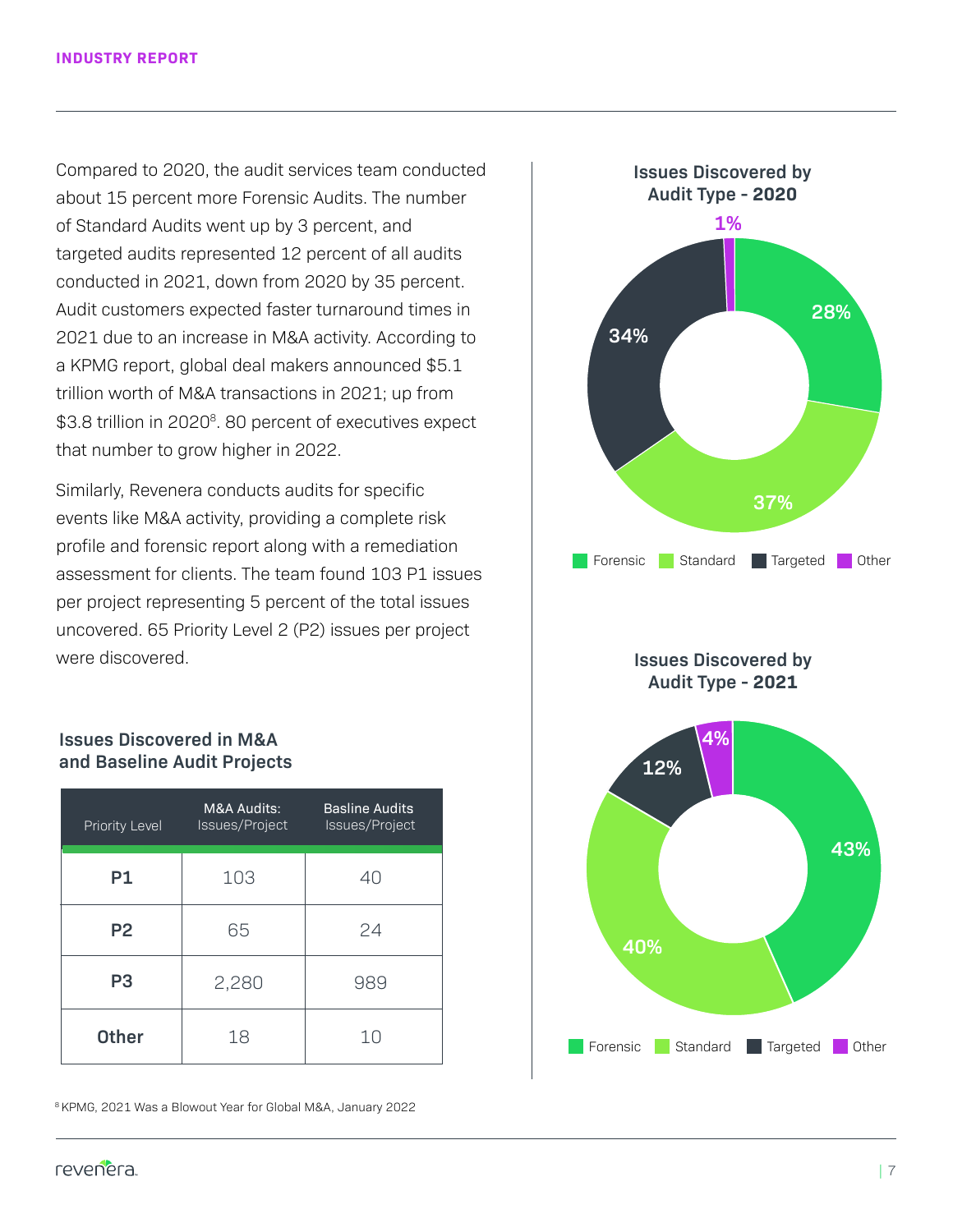Compared to 2020, the audit services team conducted about 15 percent more Forensic Audits. The number of Standard Audits went up by 3 percent, and targeted audits represented 12 percent of all audits conducted in 2021, down from 2020 by 35 percent. Audit customers expected faster turnaround times in 2021 due to an increase in M&A activity. According to a KPMG report, global deal makers announced $5.1 trillion worth of M&A transactions in 2021; up from $3.8 trillion in 2020[8]. 80 percent of executives expect that number to grow higher in 2022.

Similarly, Revenera conducts audits for specific events like M&A activity, providing a complete risk profile and forensic report along with a remediation assessment for clients. The team found 103 P1 issues per project representing 5 percent of the total issues uncovered. 65 Priority Level 2 (P2) issues per project were discovered.

### Issues Discovered in M&A and Baseline Audit Projects

| Priority Level | M&A Audits: Issues/Project | Basline Audits Issues/Project |
|---|---|---|
| **P1** | 103 | 40 |
| **P2** | 65 | 24 |
| **P3** | 2,280 | 989 |
| **Other** | 18 | 10 |

### Issues Discovered by Audit Type - 2020

| Audit Type | Percentage |
|---|---|
| Forensic | 28% |
| Standard | 37% |
| Targeted | 34% |
| Other | 1% |

### Issues Discovered by Audit Type - 2021

| Audit Type | Percentage |
|---|---|
| Forensic | 43% |
| Standard | 40% |
| Targeted | 12% |
| Other | 4% |

[8] KPMG, 2021 Was a Blowout Year for Global M&A, January 2022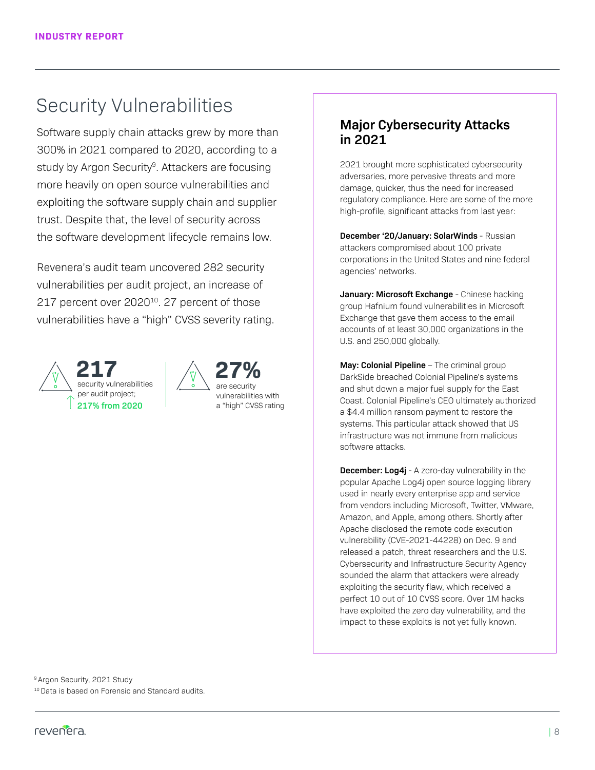# Security Vulnerabilities

Software supply chain attacks grew by more than 300% in 2021 compared to 2020, according to a study by Argon Security[9]. Attackers are focusing more heavily on open source vulnerabilities and exploiting the software supply chain and supplier trust. Despite that, the level of security across the software development lifecycle remains low.

Revenera's audit team uncovered 282 security vulnerabilities per audit project, an increase of 217 percent over 2020[10]. 27 percent of those vulnerabilities have a "high" CVSS severity rating.

**217** security vulnerabilities per audit project; **217% from 2020**

**27%** are security vulnerabilities with a "high" CVSS rating

## Major Cybersecurity Attacks in 2021

2021 brought more sophisticated cybersecurity adversaries, more pervasive threats and more damage, quicker, thus the need for increased regulatory compliance. Here are some of the more high-profile, significant attacks from last year:

**December '20/January: SolarWinds** - Russian attackers compromised about 100 private corporations in the United States and nine federal agencies' networks.

**January: Microsoft Exchange** - Chinese hacking group Hafnium found vulnerabilities in Microsoft Exchange that gave them access to the email accounts of at least 30,000 organizations in the U.S. and 250,000 globally.

**May: Colonial Pipeline** – The criminal group DarkSide breached Colonial Pipeline's systems and shut down a major fuel supply for the East Coast. Colonial Pipeline's CEO ultimately authorized a $4.4 million ransom payment to restore the systems. This particular attack showed that US infrastructure was not immune from malicious software attacks.

**December: Log4j** - A zero-day vulnerability in the popular Apache Log4j open source logging library used in nearly every enterprise app and service from vendors including Microsoft, Twitter, VMware, Amazon, and Apple, among others. Shortly after Apache disclosed the remote code execution vulnerability (CVE-2021-44228) on Dec. 9 and released a patch, threat researchers and the U.S. Cybersecurity and Infrastructure Security Agency sounded the alarm that attackers were already exploiting the security flaw, which received a perfect 10 out of 10 CVSS score. Over 1M hacks have exploited the zero day vulnerability, and the impact to these exploits is not yet fully known.

[9] Argon Security, 2021 Study

[10] Data is based on Forensic and Standard audits.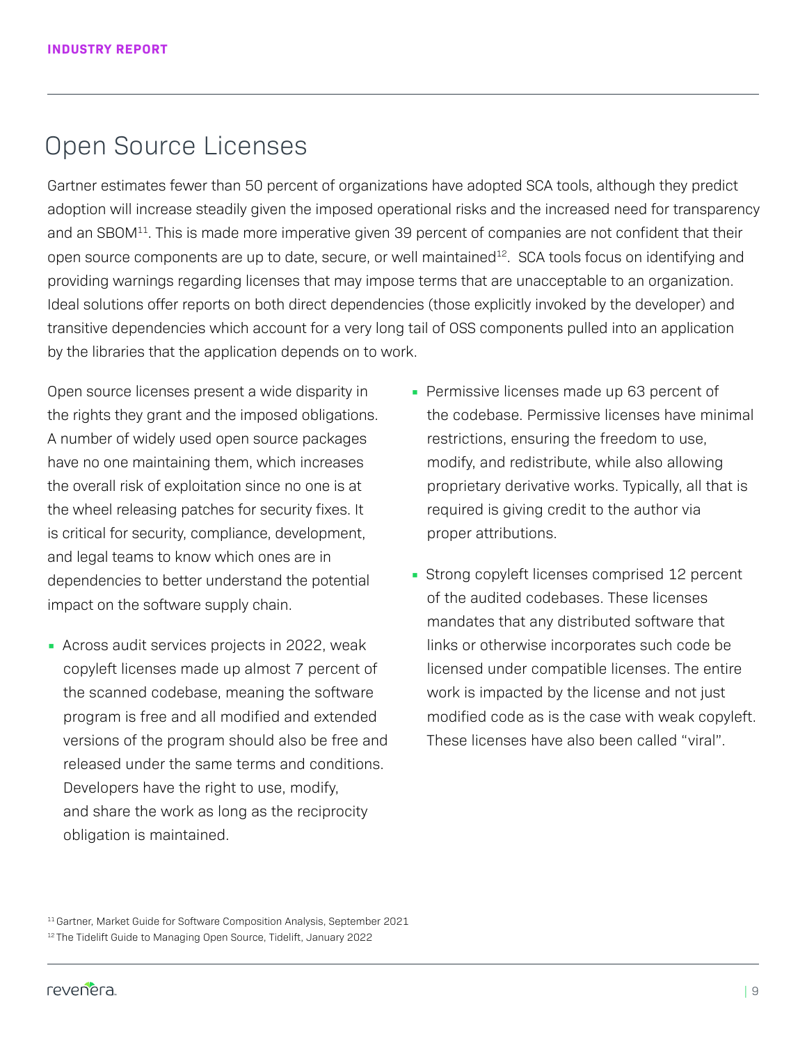# Open Source Licenses

Gartner estimates fewer than 50 percent of organizations have adopted SCA tools, although they predict adoption will increase steadily given the imposed operational risks and the increased need for transparency and an SBOM[11]. This is made more imperative given 39 percent of companies are not confident that their open source components are up to date, secure, or well maintained[12]. SCA tools focus on identifying and providing warnings regarding licenses that may impose terms that are unacceptable to an organization. Ideal solutions offer reports on both direct dependencies (those explicitly invoked by the developer) and transitive dependencies which account for a very long tail of OSS components pulled into an application by the libraries that the application depends on to work.

Open source licenses present a wide disparity in the rights they grant and the imposed obligations. A number of widely used open source packages have no one maintaining them, which increases the overall risk of exploitation since no one is at the wheel releasing patches for security fixes. It is critical for security, compliance, development, and legal teams to know which ones are in dependencies to better understand the potential impact on the software supply chain.

- Across audit services projects in 2022, weak copyleft licenses made up almost 7 percent of the scanned codebase, meaning the software program is free and all modified and extended versions of the program should also be free and released under the same terms and conditions. Developers have the right to use, modify, and share the work as long as the reciprocity obligation is maintained.
- Permissive licenses made up 63 percent of the codebase. Permissive licenses have minimal restrictions, ensuring the freedom to use, modify, and redistribute, while also allowing proprietary derivative works. Typically, all that is required is giving credit to the author via proper attributions.
- Strong copyleft licenses comprised 12 percent of the audited codebases. These licenses mandates that any distributed software that links or otherwise incorporates such code be licensed under compatible licenses. The entire work is impacted by the license and not just modified code as is the case with weak copyleft. These licenses have also been called "viral".

[11] Gartner, Market Guide for Software Composition Analysis, September 2021

[12] The Tidelift Guide to Managing Open Source, Tidelift, January 2022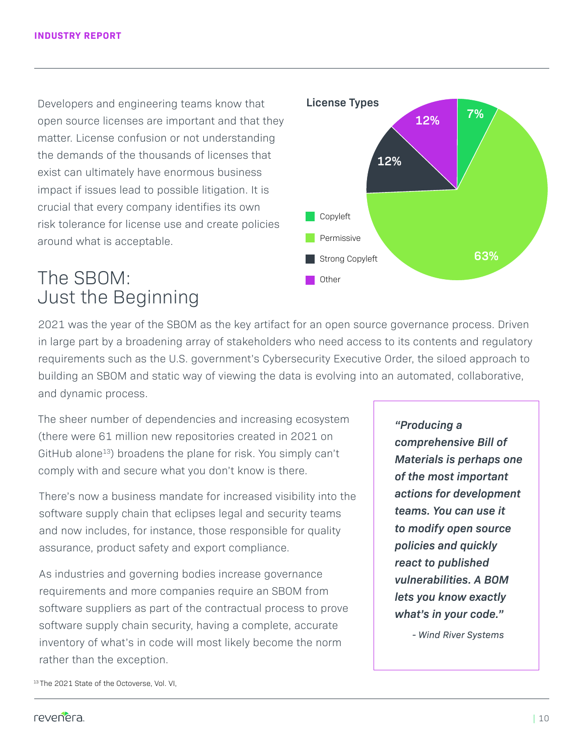Developers and engineering teams know that open source licenses are important and that they matter. License confusion or not understanding the demands of the thousands of licenses that exist can ultimately have enormous business impact if issues lead to possible litigation. It is crucial that every company identifies its own risk tolerance for license use and create policies around what is acceptable.

**License Types**

| License Type | Share |
| --- | --- |
| Copyleft | 7% |
| Permissive | 63% |
| Strong Copyleft | 12% |
| Other | 12% |

## The SBOM: Just the Beginning

2021 was the year of the SBOM as the key artifact for an open source governance process. Driven in large part by a broadening array of stakeholders who need access to its contents and regulatory requirements such as the U.S. government's Cybersecurity Executive Order, the siloed approach to building an SBOM and static way of viewing the data is evolving into an automated, collaborative, and dynamic process.

The sheer number of dependencies and increasing ecosystem (there were 61 million new repositories created in 2021 on GitHub alone[13]) broadens the plane for risk. You simply can't comply with and secure what you don't know is there.

There's now a business mandate for increased visibility into the software supply chain that eclipses legal and security teams and now includes, for instance, those responsible for quality assurance, product safety and export compliance.

As industries and governing bodies increase governance requirements and more companies require an SBOM from software suppliers as part of the contractual process to prove software supply chain security, having a complete, accurate inventory of what's in code will most likely become the norm rather than the exception.

> ***"Producing a comprehensive Bill of Materials is perhaps one of the most important actions for development teams. You can use it to modify open source policies and quickly react to published vulnerabilities. A BOM lets you know exactly what's in your code."***
>
> *- Wind River Systems*

[13] The 2021 State of the Octoverse, Vol. VI,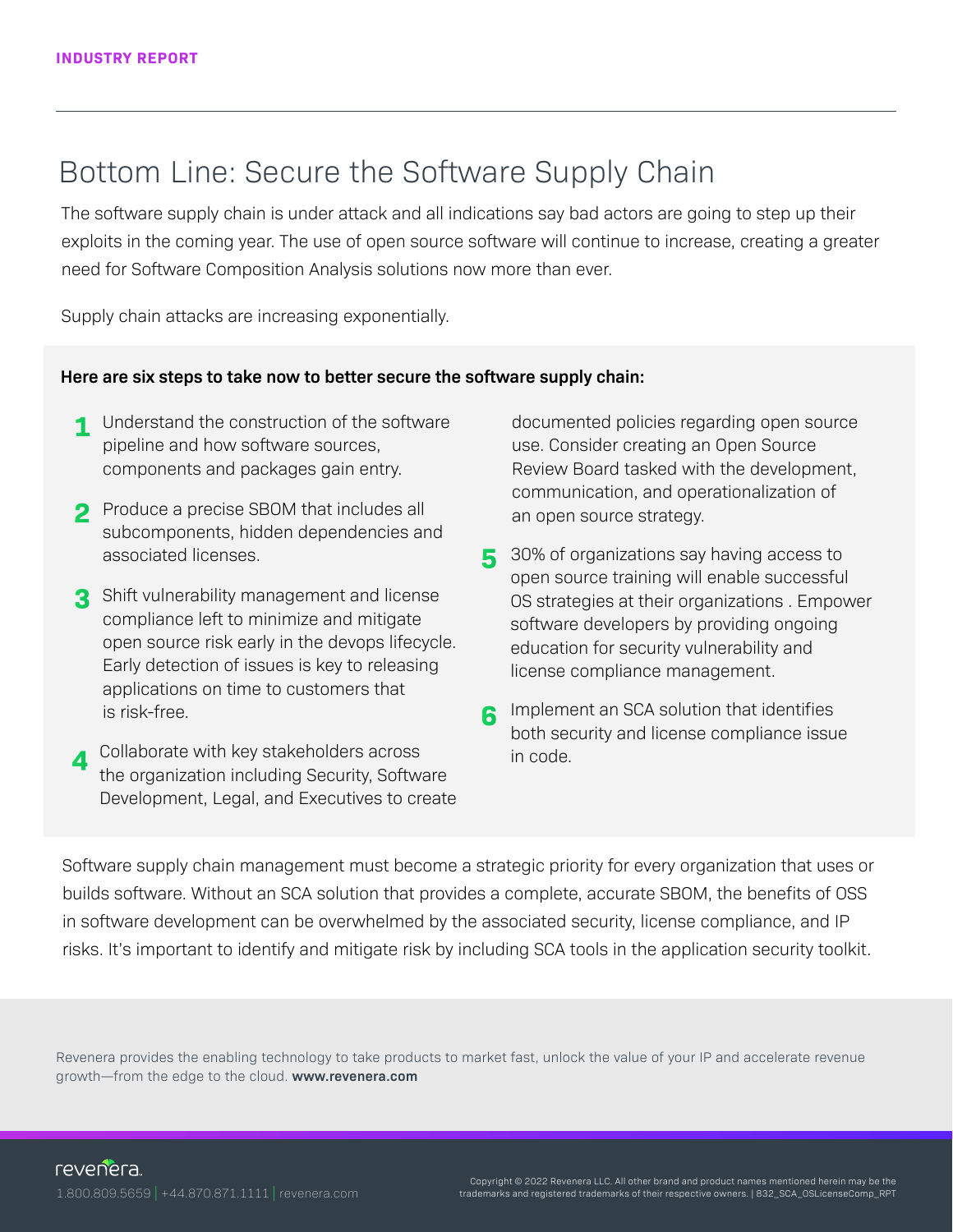INDUSTRY REPORT

# Bottom Line: Secure the Software Supply Chain

The software supply chain is under attack and all indications say bad actors are going to step up their exploits in the coming year. The use of open source software will continue to increase, creating a greater need for Software Composition Analysis solutions now more than ever.

Supply chain attacks are increasing exponentially.

**Here are six steps to take now to better secure the software supply chain:**

1. Understand the construction of the software pipeline and how software sources, components and packages gain entry.
2. Produce a precise SBOM that includes all subcomponents, hidden dependencies and associated licenses.
3. Shift vulnerability management and license compliance left to minimize and mitigate open source risk early in the devops lifecycle. Early detection of issues is key to releasing applications on time to customers that is risk-free.
4. Collaborate with key stakeholders across the organization including Security, Software Development, Legal, and Executives to create documented policies regarding open source use. Consider creating an Open Source Review Board tasked with the development, communication, and operationalization of an open source strategy.
5. 30% of organizations say having access to open source training will enable successful OS strategies at their organizations . Empower software developers by providing ongoing education for security vulnerability and license compliance management.
6. Implement an SCA solution that identifies both security and license compliance issue in code.

Software supply chain management must become a strategic priority for every organization that uses or builds software. Without an SCA solution that provides a complete, accurate SBOM, the benefits of OSS in software development can be overwhelmed by the associated security, license compliance, and IP risks. It's important to identify and mitigate risk by including SCA tools in the application security toolkit.

Revenera provides the enabling technology to take products to market fast, unlock the value of your IP and accelerate revenue growth—from the edge to the cloud. **www.revenera.com**

revenera.

1.800.809.5659 | +44.870.871.1111 | revenera.com

Copyright © 2022 Revenera LLC. All other brand and product names mentioned herein may be the trademarks and registered trademarks of their respective owners. | 832_SCA_OSLicenseComp_RPT